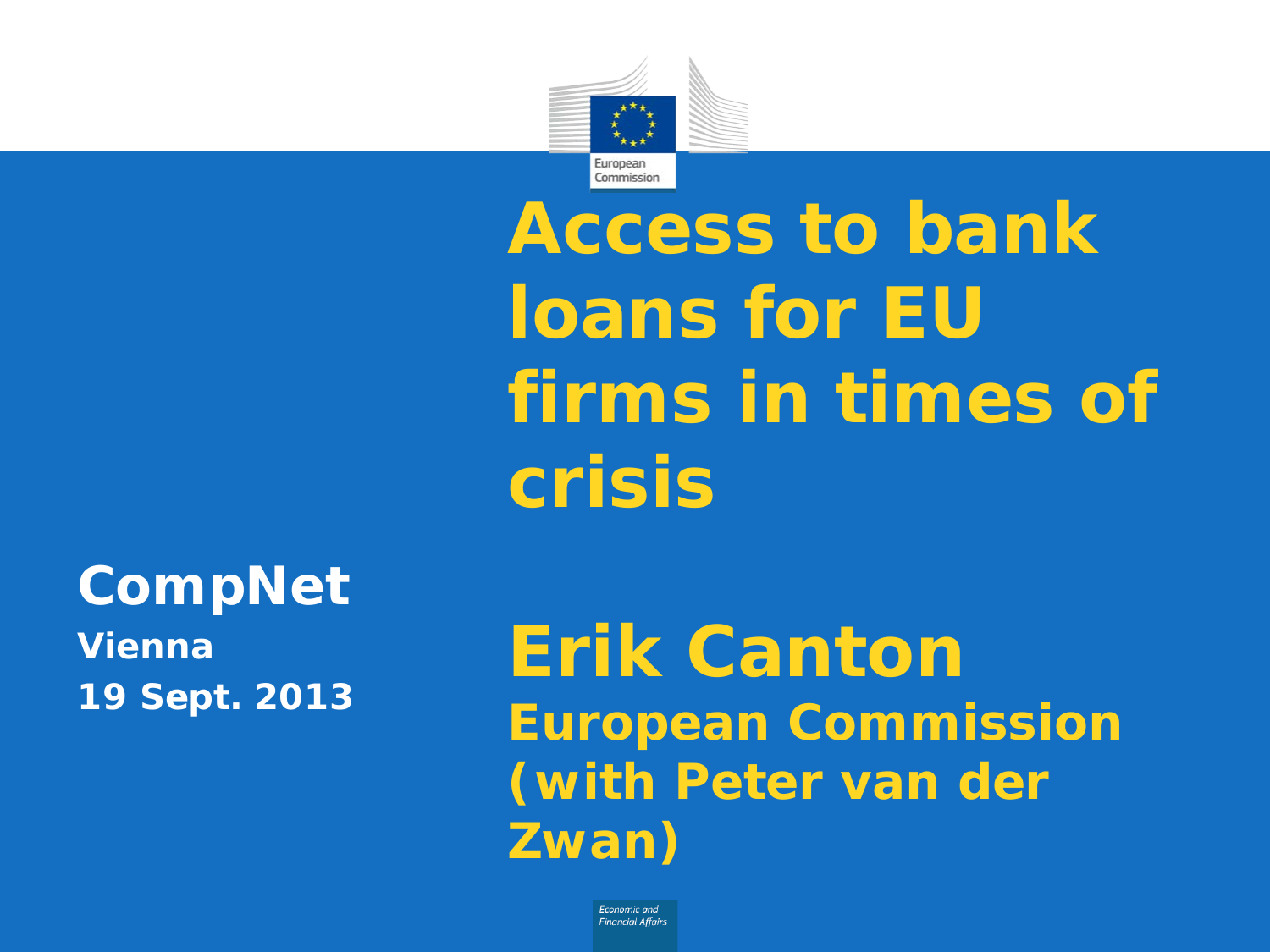# Access to bank loans for EU firms in times of crisis

**CompNet**
**Vienna**
**19 Sept. 2013**

## Erik Canton

**European Commission**
**(with Peter van der Zwan)**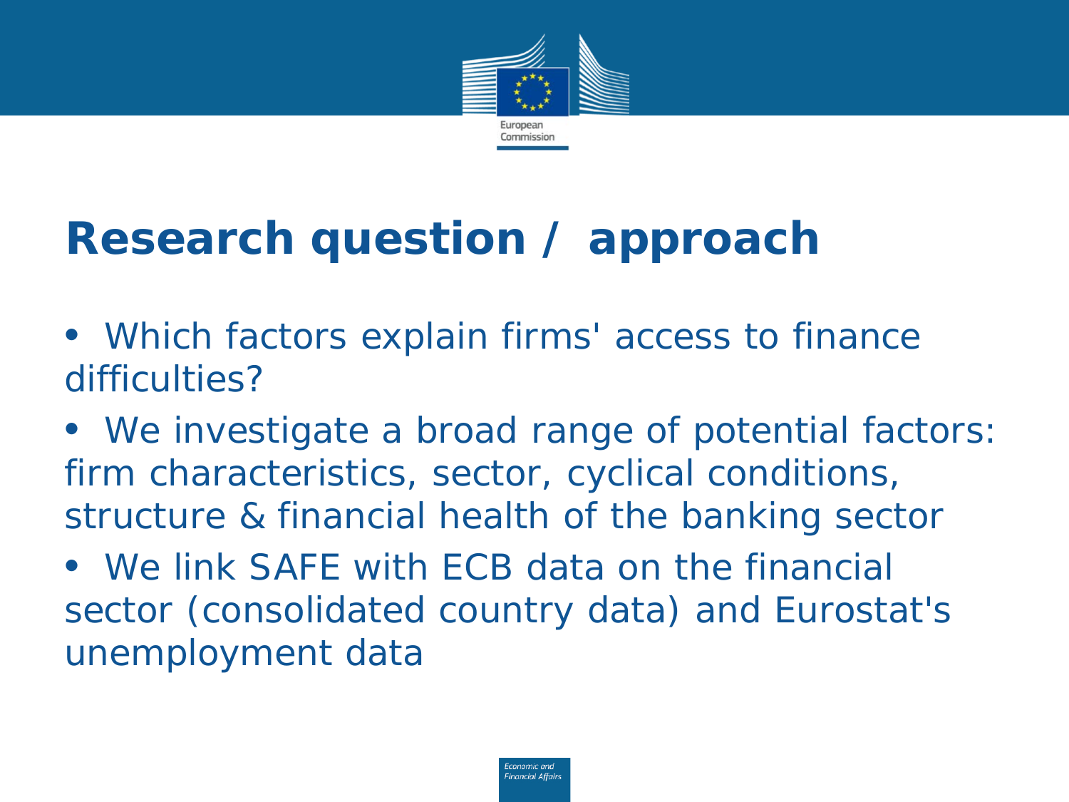# Research question / approach

- Which factors explain firms' access to finance difficulties?
- We investigate a broad range of potential factors: firm characteristics, sector, cyclical conditions, structure & financial health of the banking sector
- We link SAFE with ECB data on the financial sector (consolidated country data) and Eurostat's unemployment data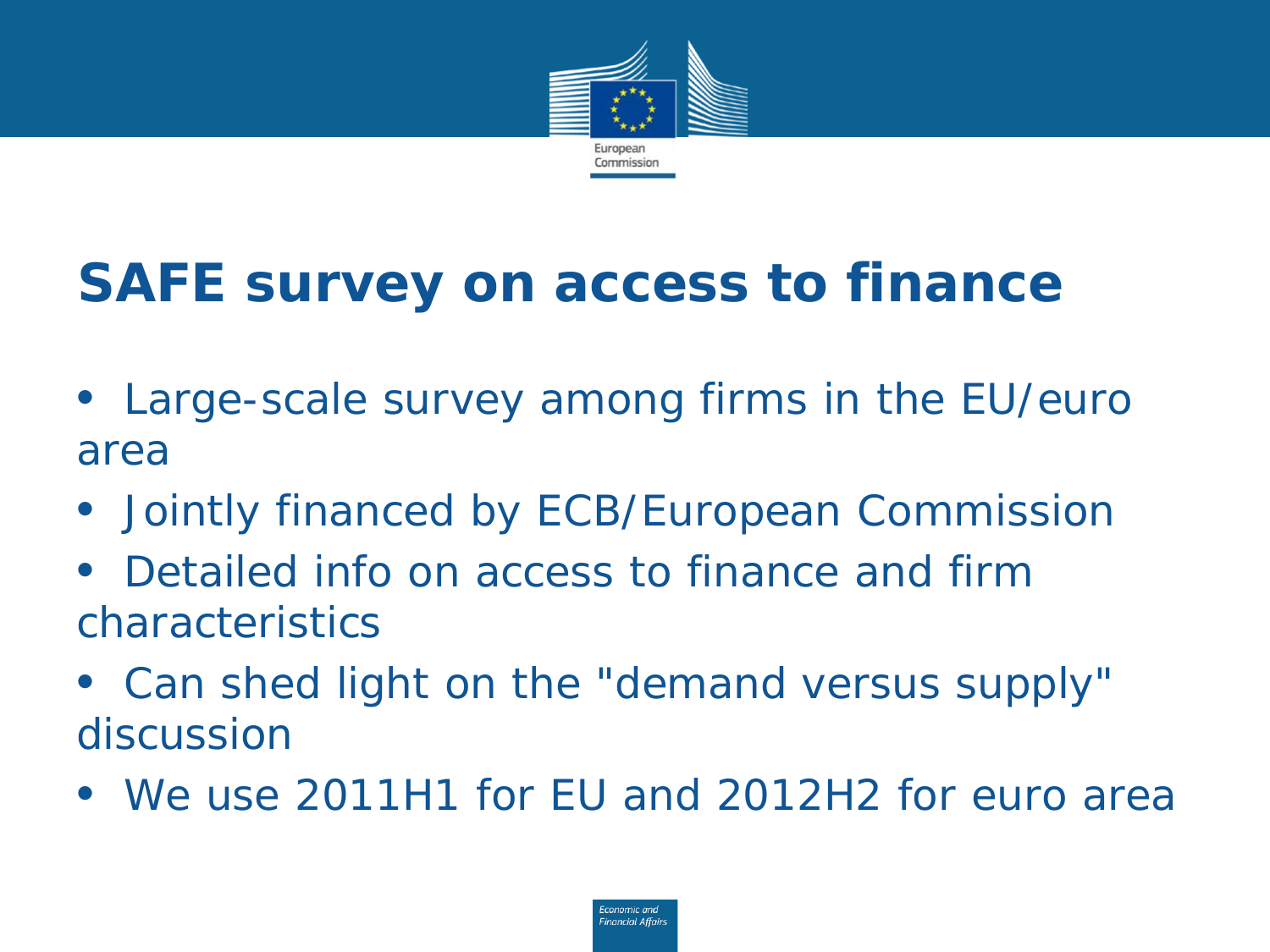# SAFE survey on access to finance

- Large-scale survey among firms in the EU/euro area
- Jointly financed by ECB/European Commission
- Detailed info on access to finance and firm characteristics
- Can shed light on the "demand versus supply" discussion
- We use 2011H1 for EU and 2012H2 for euro area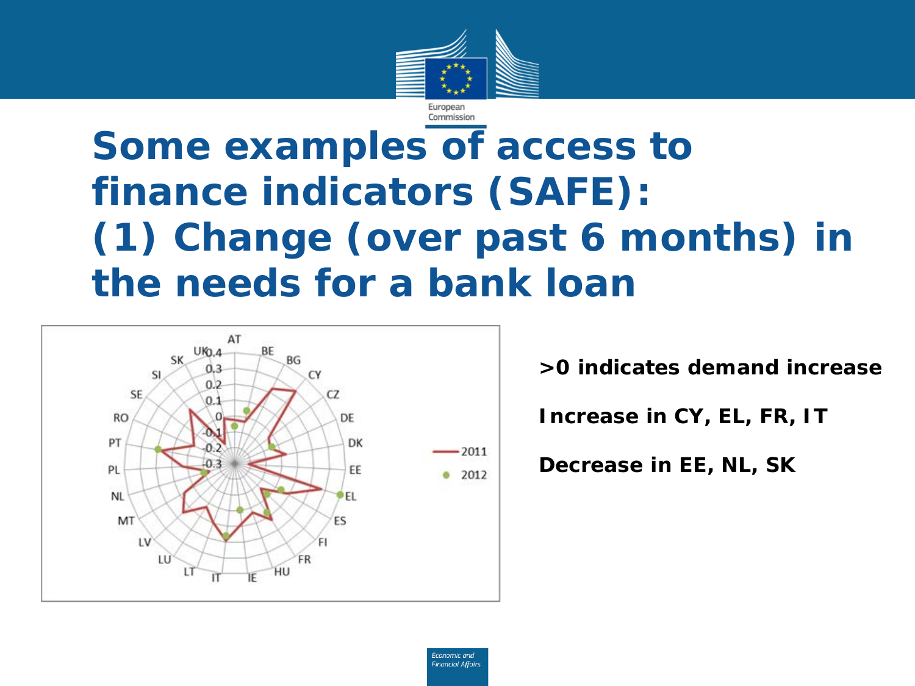# Some examples of access to finance indicators (SAFE): (1) Change (over past 6 months) in the needs for a bank loan

**>0 indicates demand increase**

**Increase in CY, EL, FR, IT**

**Decrease in EE, NL, SK**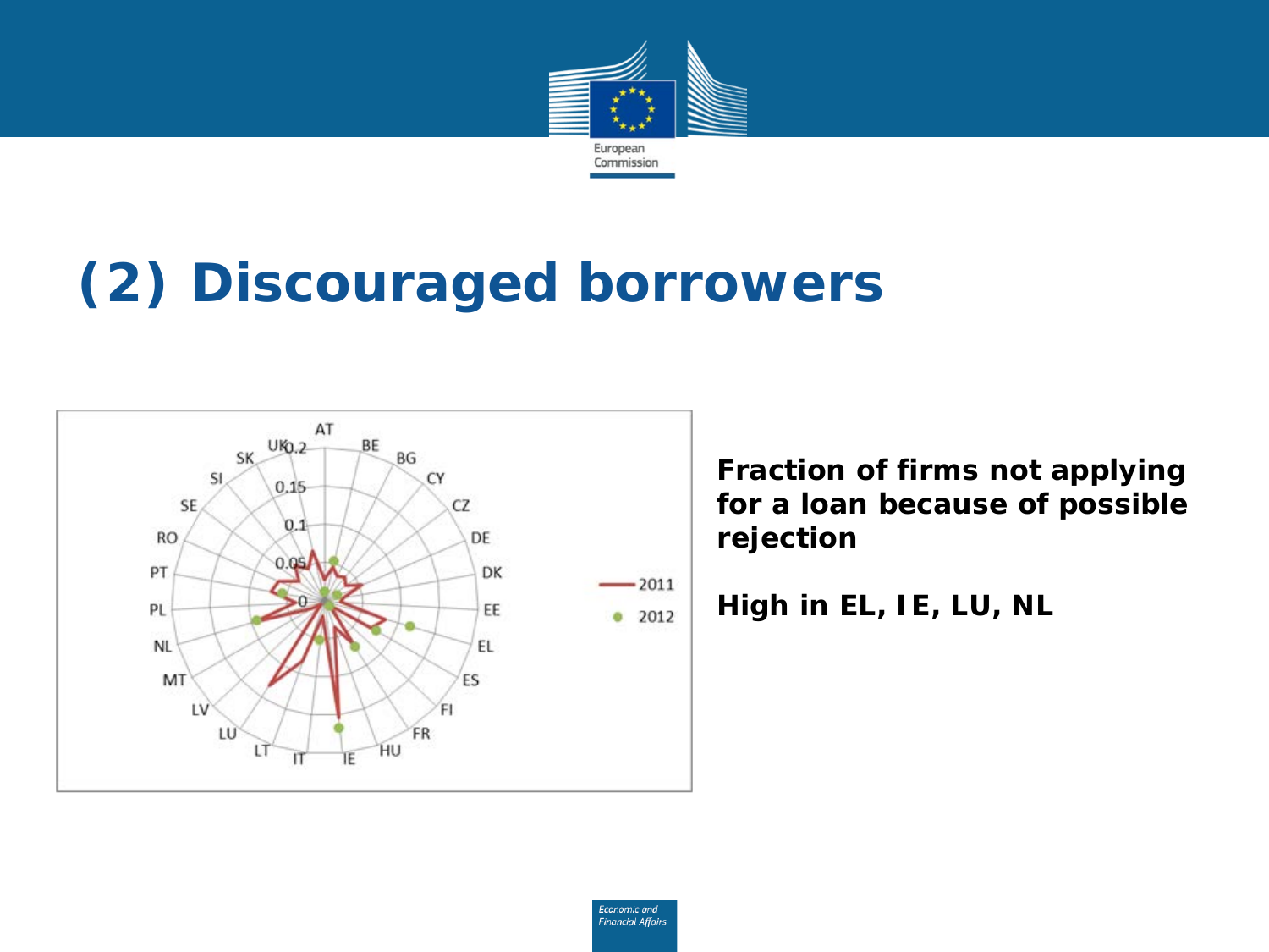# (2) Discouraged borrowers

**Fraction of firms not applying for a loan because of possible rejection**

**High in EL, IE, LU, NL**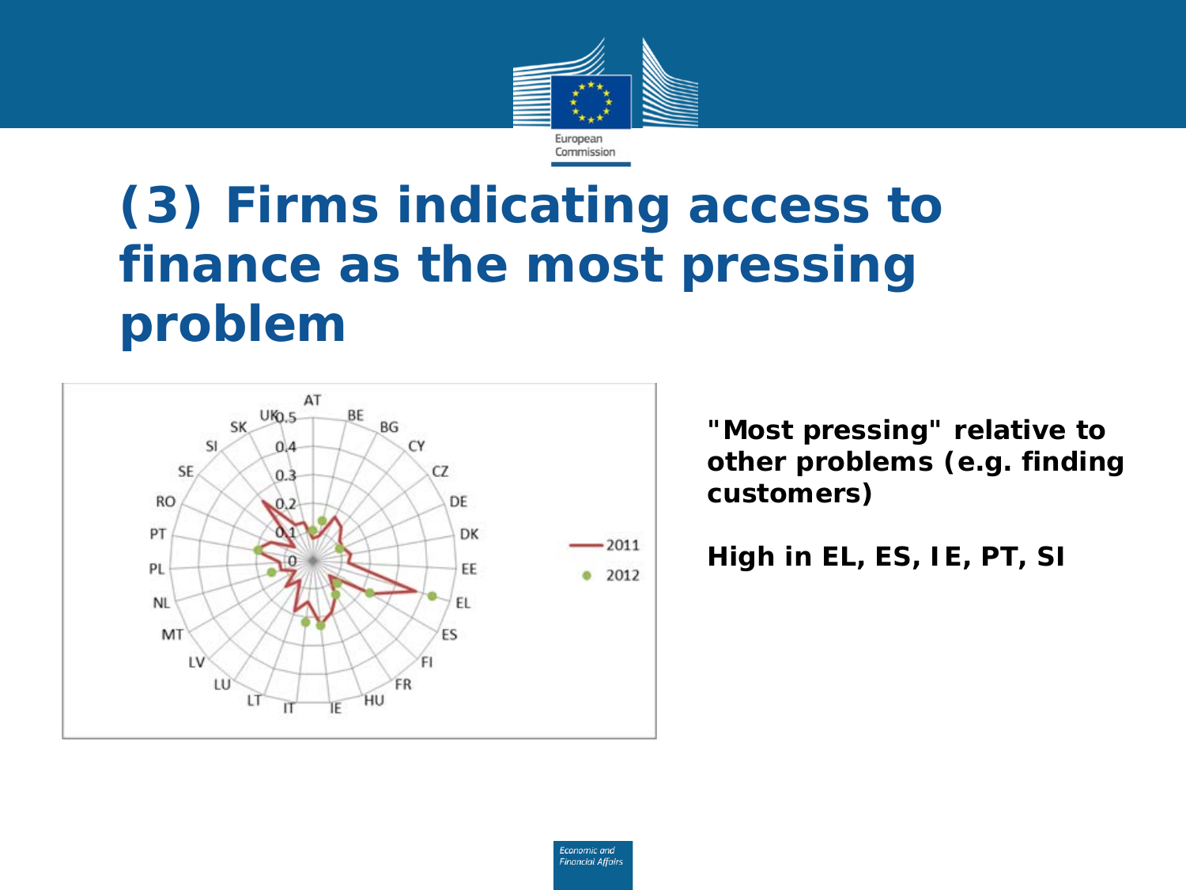# (3) Firms indicating access to finance as the most pressing problem

**"Most pressing" relative to other problems (e.g. finding customers)**

**High in EL, ES, IE, PT, SI**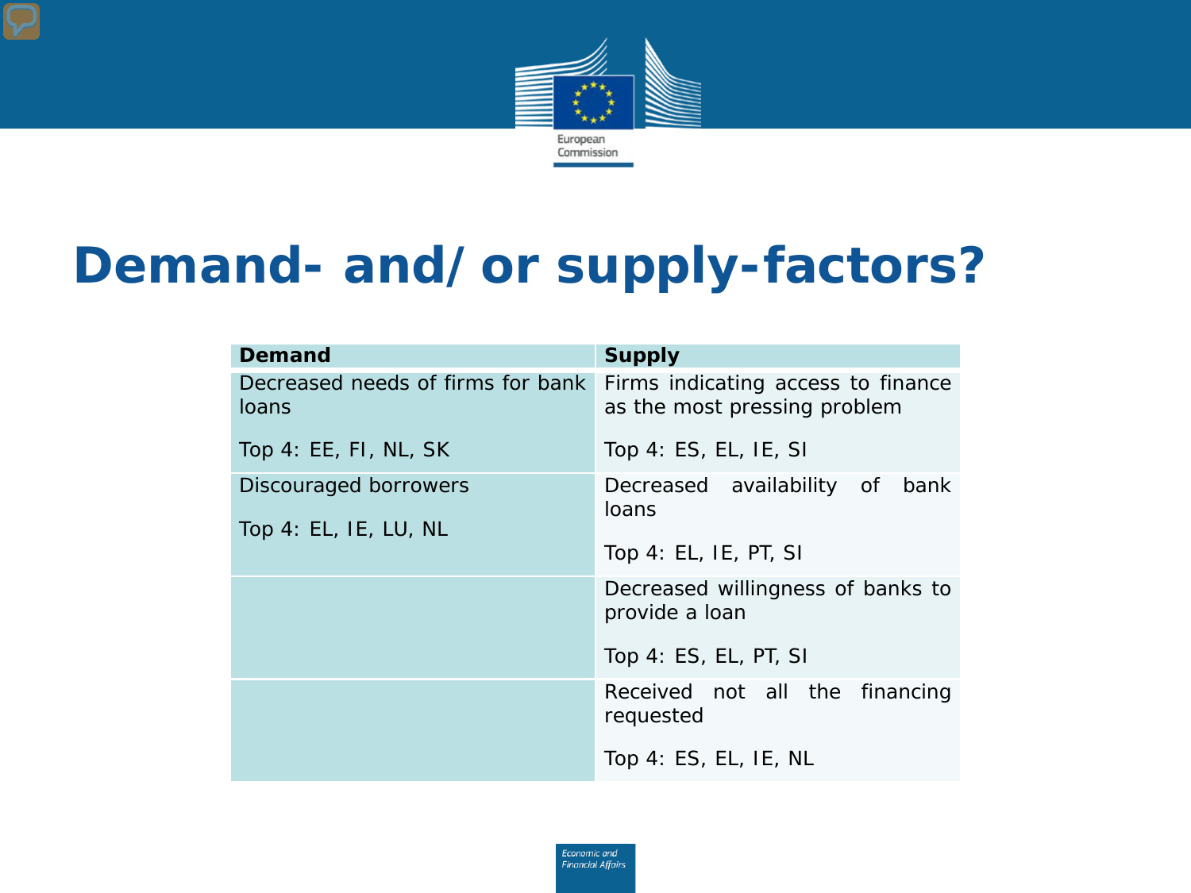# Demand- and/ or supply-factors?

| Demand | Supply |
| --- | --- |
| Decreased needs of firms for bank loans<br><br>Top 4: EE, FI, NL, SK | Firms indicating access to finance as the most pressing problem<br><br>Top 4: ES, EL, IE, SI |
| Discouraged borrowers<br><br>Top 4: EL, IE, LU, NL | Decreased availability of bank loans<br><br>Top 4: EL, IE, PT, SI |
| | Decreased willingness of banks to provide a loan<br><br>Top 4: ES, EL, PT, SI |
| | Received not all the financing requested<br><br>Top 4: ES, EL, IE, NL |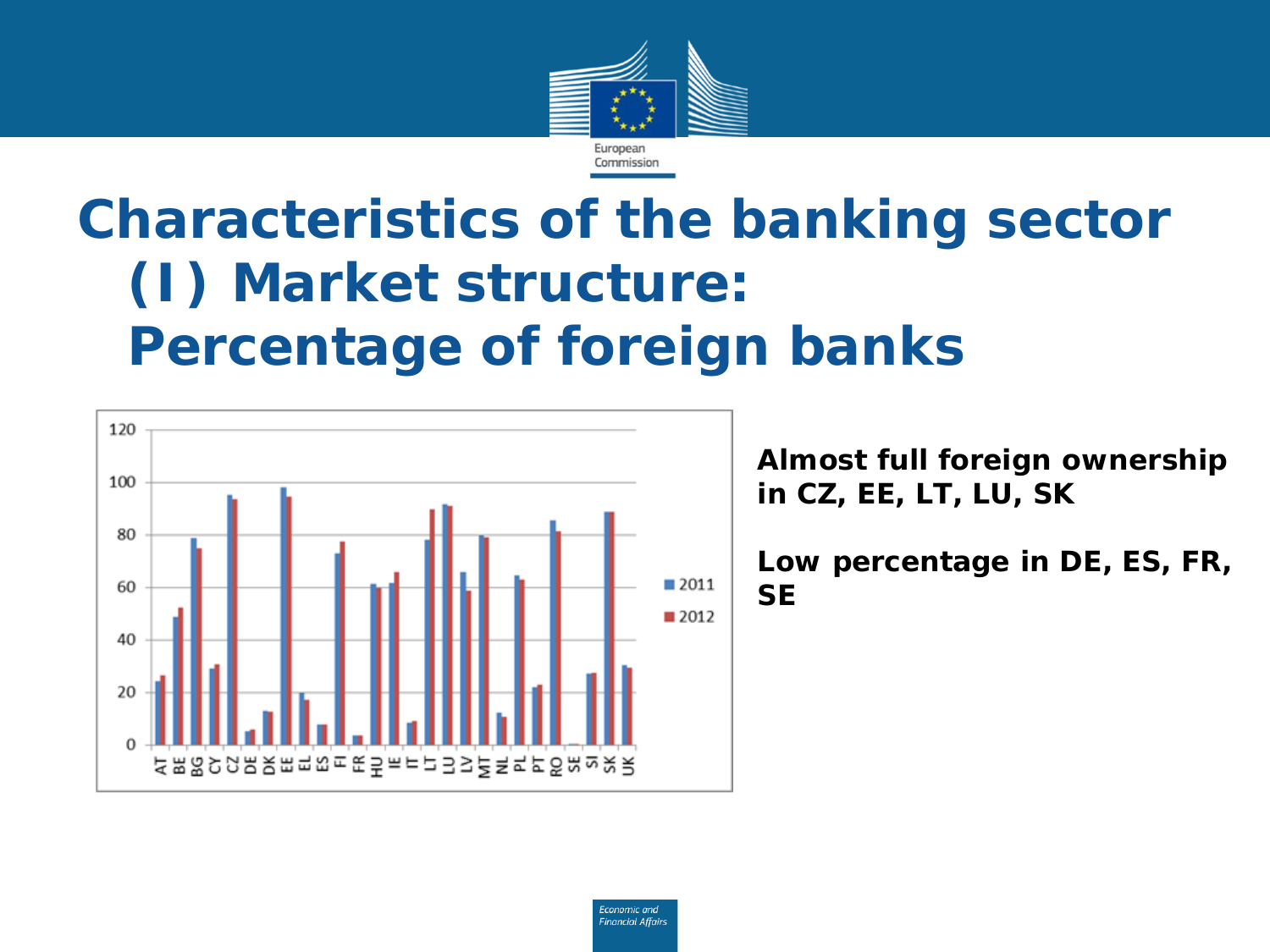# Characteristics of the banking sector (I) Market structure: Percentage of foreign banks

**Almost full foreign ownership in CZ, EE, LT, LU, SK**

**Low percentage in DE, ES, FR, SE**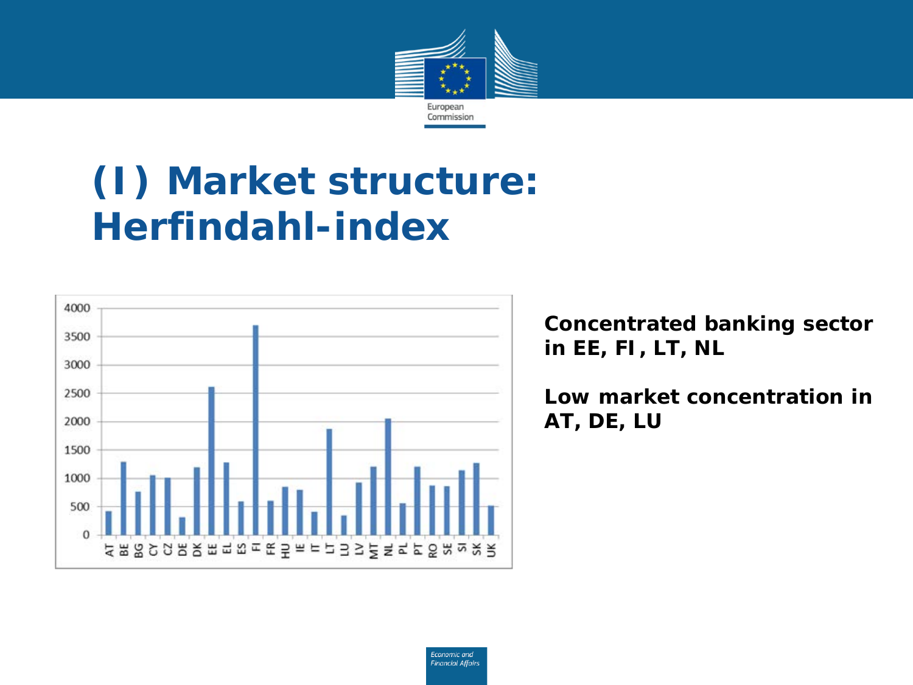# (I) Market structure: Herfindahl-index

**Concentrated banking sector in EE, FI, LT, NL**

**Low market concentration in AT, DE, LU**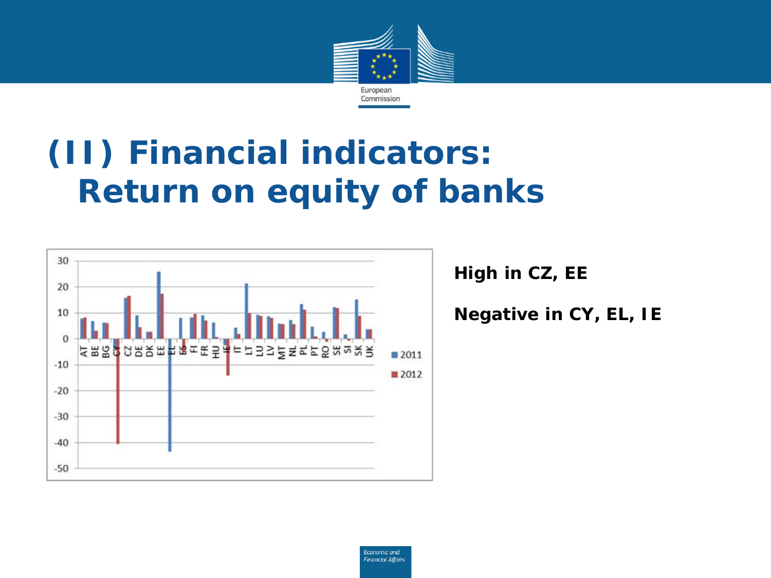# (II) Financial indicators: Return on equity of banks

**High in CZ, EE**

**Negative in CY, EL, IE**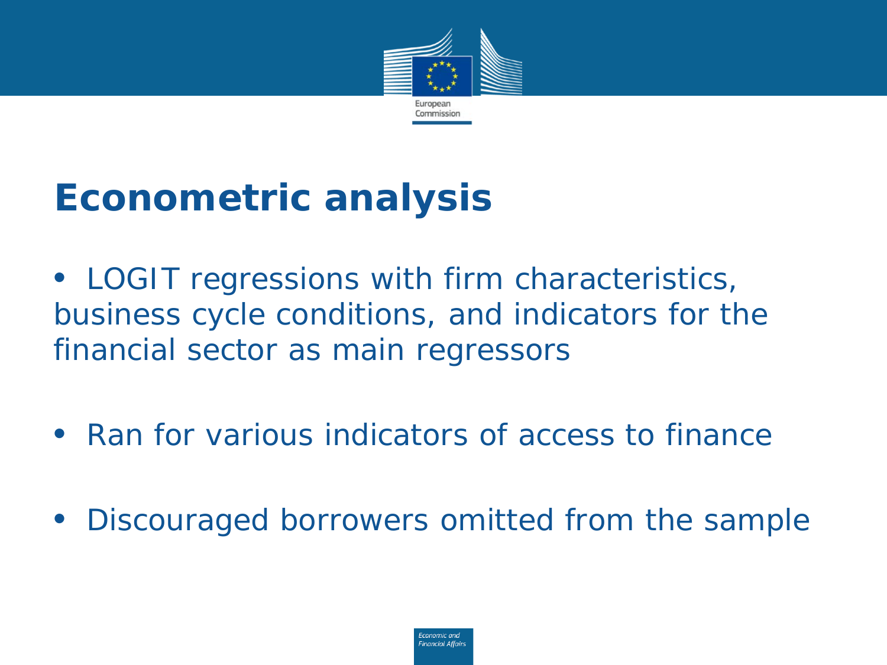# Econometric analysis

- LOGIT regressions with firm characteristics, business cycle conditions, and indicators for the financial sector as main regressors
- Ran for various indicators of access to finance
- Discouraged borrowers omitted from the sample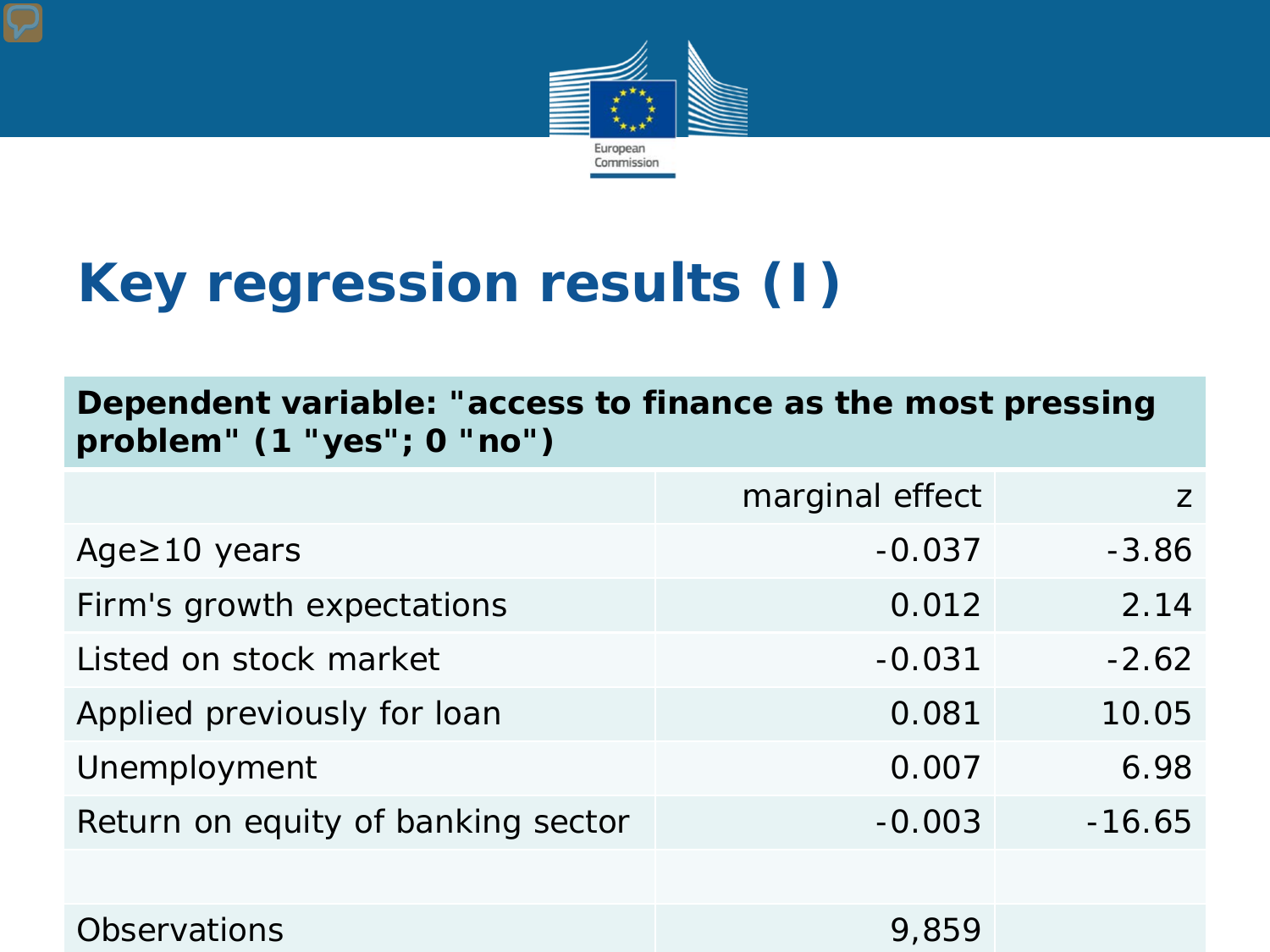# Key regression results (I)

| Dependent variable: "access to finance as the most pressing problem" (1 "yes"; 0 "no") | | |
|---|---|---|
| | marginal effect | z |
| Age≥10 years | -0.037 | -3.86 |
| Firm's growth expectations | 0.012 | 2.14 |
| Listed on stock market | -0.031 | -2.62 |
| Applied previously for loan | 0.081 | 10.05 |
| Unemployment | 0.007 | 6.98 |
| Return on equity of banking sector | -0.003 | -16.65 |
| | | |
| Observations | 9,859 | |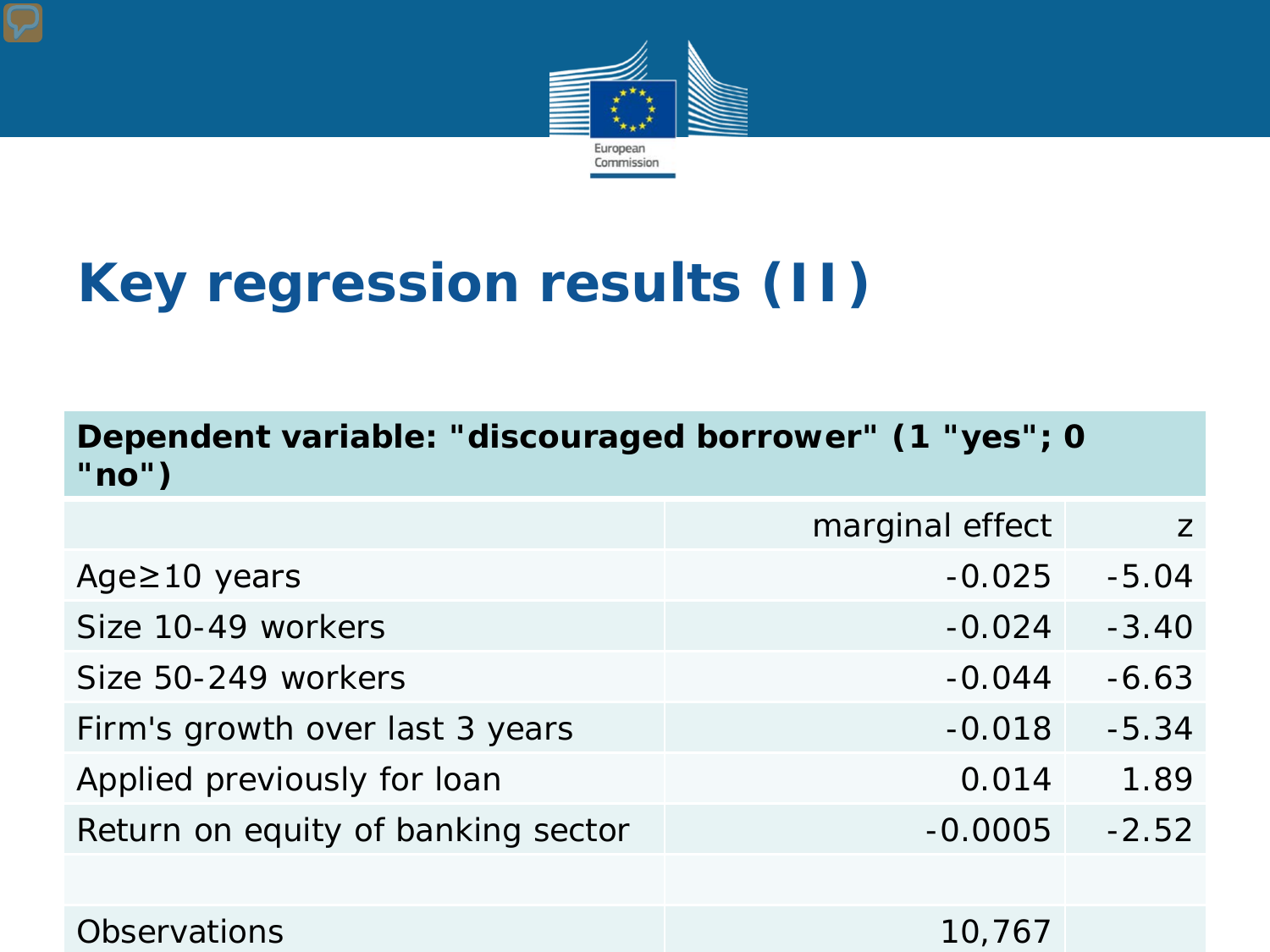# Key regression results (II)

| Dependent variable: "discouraged borrower" (1 "yes"; 0 "no") | | |
|---|---|---|
| | marginal effect | z |
| Age≥10 years | -0.025 | -5.04 |
| Size 10-49 workers | -0.024 | -3.40 |
| Size 50-249 workers | -0.044 | -6.63 |
| Firm's growth over last 3 years | -0.018 | -5.34 |
| Applied previously for loan | 0.014 | 1.89 |
| Return on equity of banking sector | -0.0005 | -2.52 |
| | | |
| Observations | 10,767 | |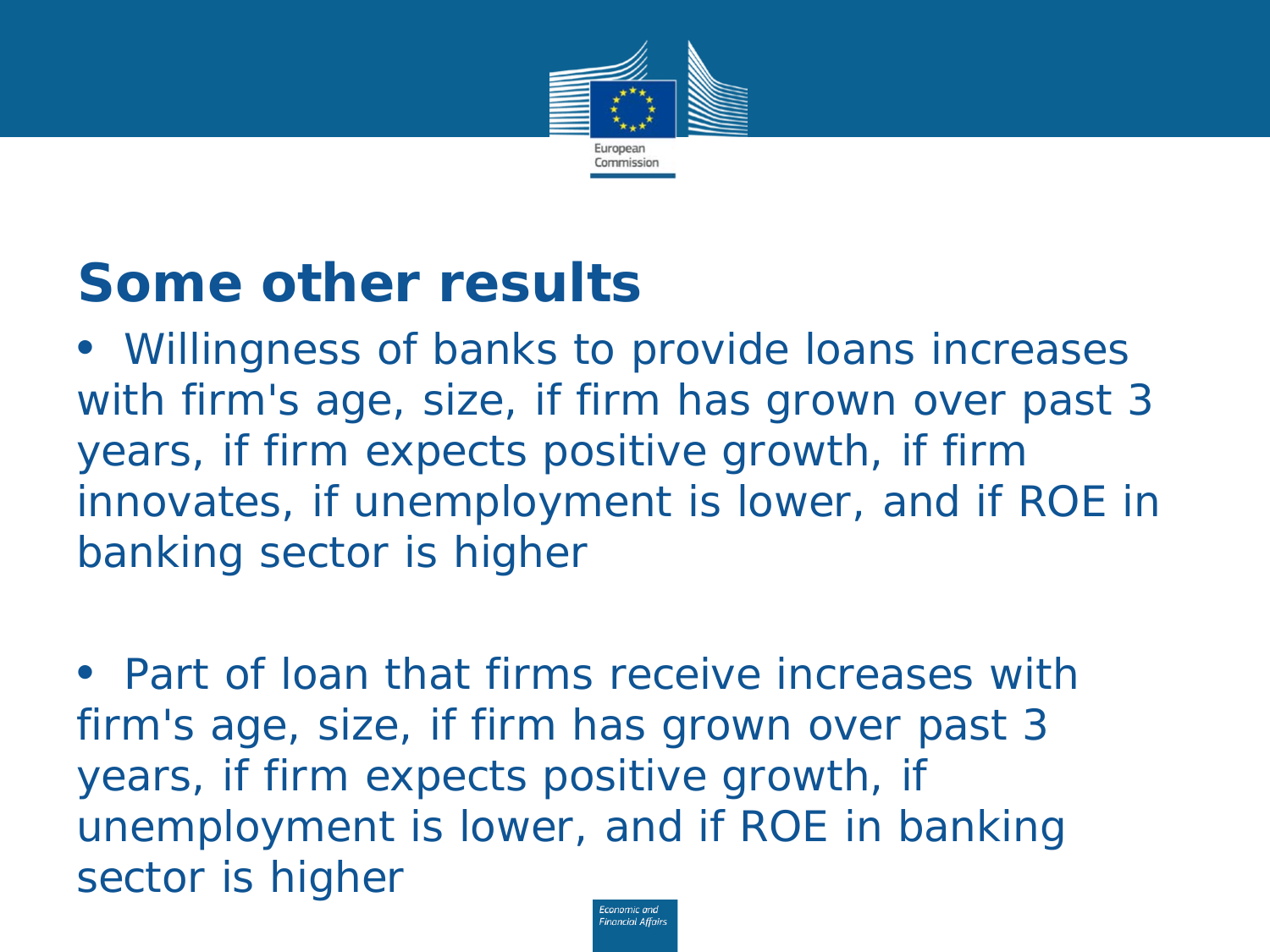# Some other results

- Willingness of banks to provide loans increases with firm's age, size, if firm has grown over past 3 years, if firm expects positive growth, if firm innovates, if unemployment is lower, and if ROE in banking sector is higher

- Part of loan that firms receive increases with firm's age, size, if firm has grown over past 3 years, if firm expects positive growth, if unemployment is lower, and if ROE in banking sector is higher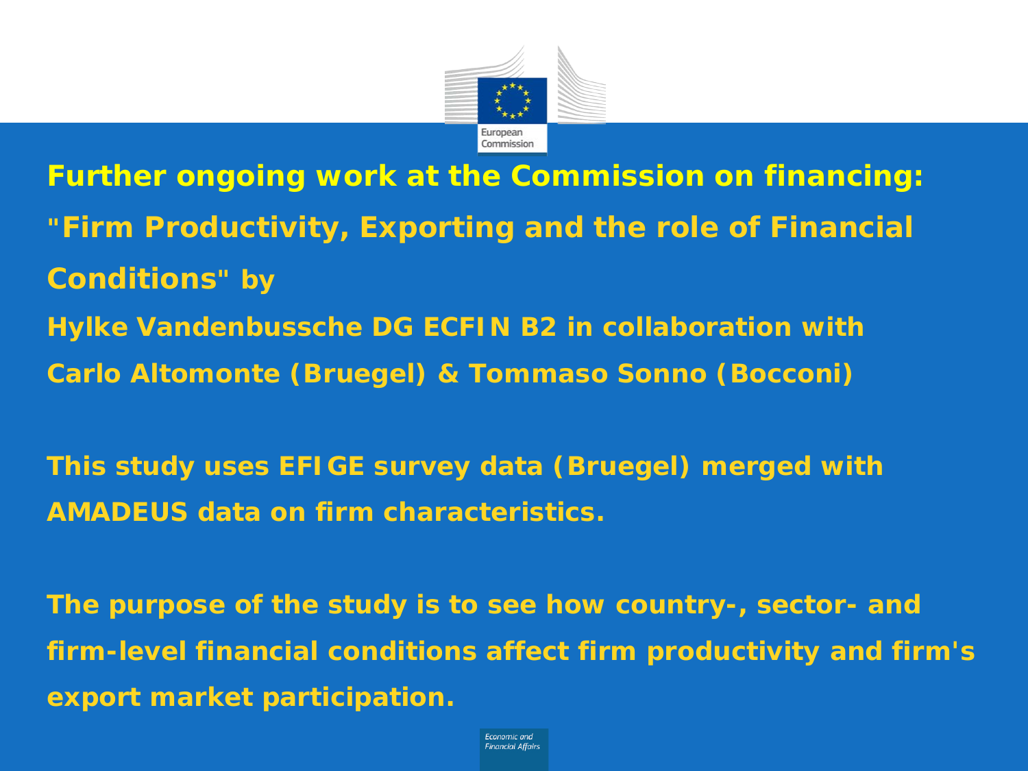## Further ongoing work at the Commission on financing:

**"Firm Productivity, Exporting and the role of Financial Conditions" by**

**Hylke Vandenbussche DG ECFIN B2 in collaboration with Carlo Altomonte (Bruegel) & Tommaso Sonno (Bocconi)**

**This study uses EFIGE survey data (Bruegel) merged with AMADEUS data on firm characteristics.**

**The purpose of the study is to see how country-, sector- and firm-level financial conditions affect firm productivity and firm's export market participation.**